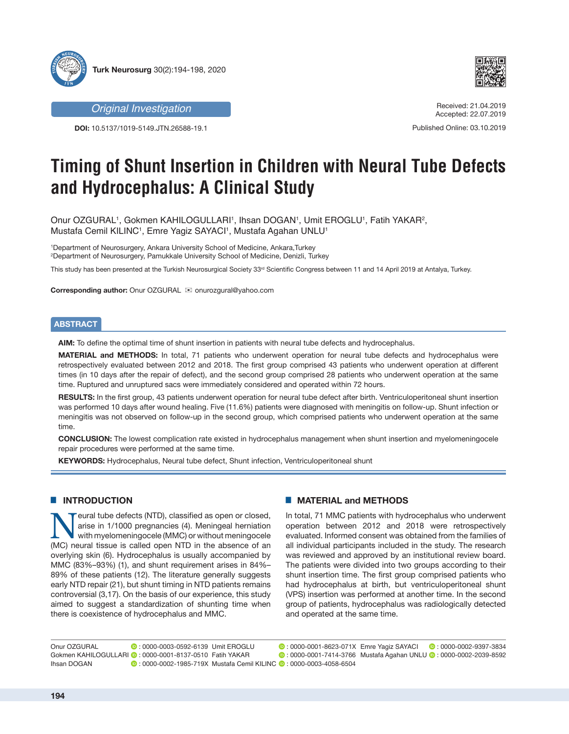Original Investigation

**DOI:** 10.5137/1019-5149.JTN.26588-19.1

Received: 21.04.2019
Accepted: 22.07.2019

Published Online: 03.10.2019

# Timing of Shunt Insertion in Children with Neural Tube Defects and Hydrocephalus: A Clinical Study

Onur OZGURAL[1], Gokmen KAHILOGULLARI[1], Ihsan DOGAN[1], Umit EROGLU[1], Fatih YAKAR[2], Mustafa Cemil KILINC[1], Emre Yagiz SAYACI[1], Mustafa Agahan UNLU[1]

[1]Department of Neurosurgery, Ankara University School of Medicine, Ankara,Turkey
[2]Department of Neurosurgery, Pamukkale University School of Medicine, Denizli, Turkey

This study has been presented at the Turkish Neurosurgical Society 33rd Scientific Congress between 11 and 14 April 2019 at Antalya, Turkey.

**Corresponding author:** Onur OZGURAL ✉ onurozgural@yahoo.com

## ABSTRACT

**AIM:** To define the optimal time of shunt insertion in patients with neural tube defects and hydrocephalus.

**MATERIAL and METHODS:** In total, 71 patients who underwent operation for neural tube defects and hydrocephalus were retrospectively evaluated between 2012 and 2018. The first group comprised 43 patients who underwent operation at different times (in 10 days after the repair of defect), and the second group comprised 28 patients who underwent operation at the same time. Ruptured and unruptured sacs were immediately considered and operated within 72 hours.

**RESULTS:** In the first group, 43 patients underwent operation for neural tube defect after birth. Ventriculoperitoneal shunt insertion was performed 10 days after wound healing. Five (11.6%) patients were diagnosed with meningitis on follow-up. Shunt infection or meningitis was not observed on follow-up in the second group, which comprised patients who underwent operation at the same time.

**CONCLUSION:** The lowest complication rate existed in hydrocephalus management when shunt insertion and myelomeningocele repair procedures were performed at the same time.

**KEYWORDS:** Hydrocephalus, Neural tube defect, Shunt infection, Ventriculoperitoneal shunt

## INTRODUCTION

Neural tube defects (NTD), classified as open or closed, arise in 1/1000 pregnancies (4). Meningeal herniation with myelomeningocele (MMC) or without meningocele (MC) neural tissue is called open NTD in the absence of an overlying skin (6). Hydrocephalus is usually accompanied by MMC (83%–93%) (1), and shunt requirement arises in 84%–89% of these patients (12). The literature generally suggests early NTD repair (21), but shunt timing in NTD patients remains controversial (3,17). On the basis of our experience, this study aimed to suggest a standardization of shunting time when there is coexistence of hydrocephalus and MMC.

## MATERIAL and METHODS

In total, 71 MMC patients with hydrocephalus who underwent operation between 2012 and 2018 were retrospectively evaluated. Informed consent was obtained from the families of all individual participants included in the study. The research was reviewed and approved by an institutional review board. The patients were divided into two groups according to their shunt insertion time. The first group comprised patients who had hydrocephalus at birth, but ventriculoperitoneal shunt (VPS) insertion was performed at another time. In the second group of patients, hydrocephalus was radiologically detected and operated at the same time.

Onur OZGURAL : 0000-0003-0592-6139
Gokmen KAHILOGULLARI : 0000-0001-8137-0510
Ihsan DOGAN : 0000-0002-1985-719X
Umit EROGLU : 0000-0001-8623-071X
Fatih YAKAR : 0000-0001-7414-3766
Mustafa Cemil KILINC : 0000-0003-4058-6504
Emre Yagiz SAYACI : 0000-0002-9397-3834
Mustafa Agahan UNLU : 0000-0002-2039-8592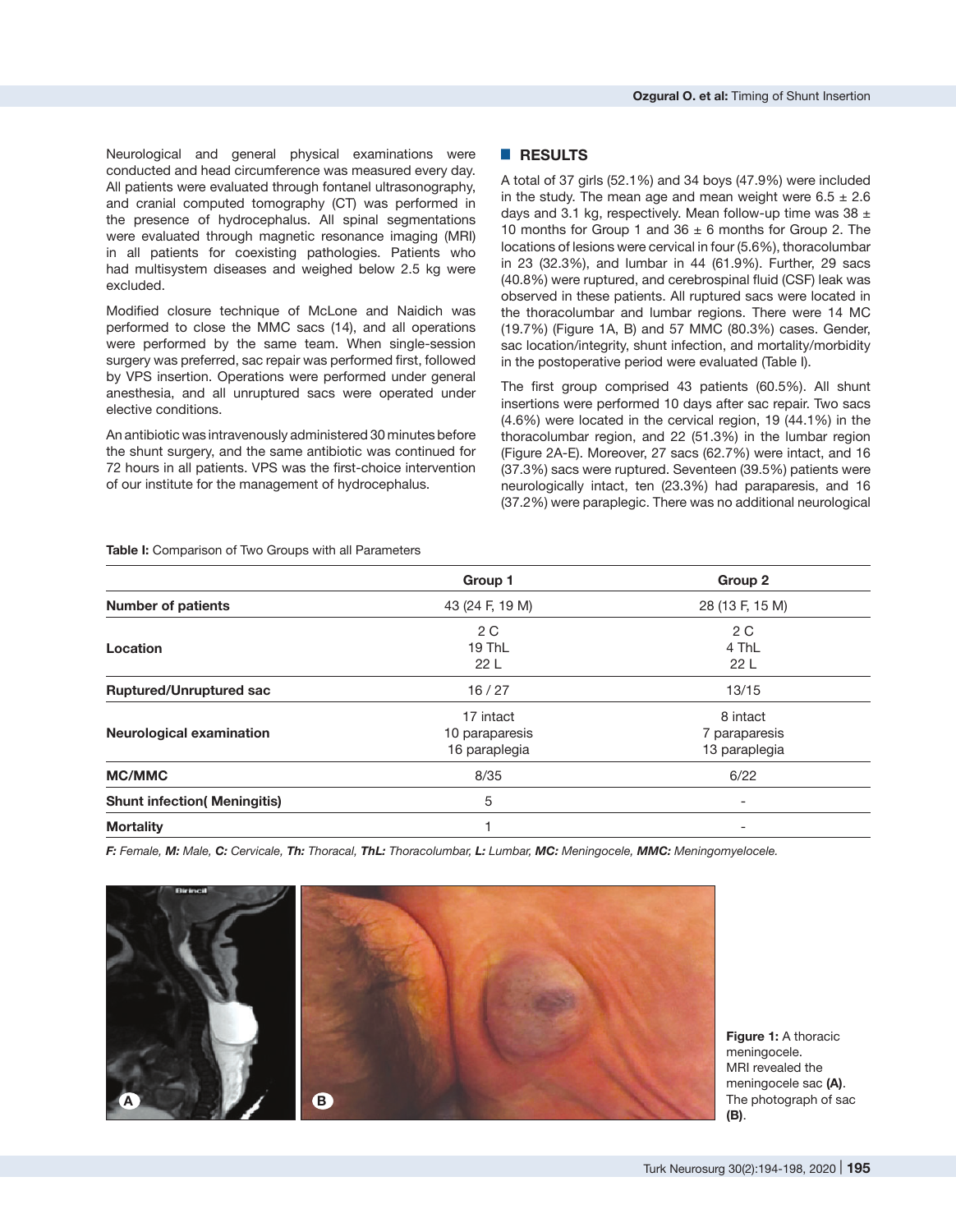Neurological and general physical examinations were conducted and head circumference was measured every day. All patients were evaluated through fontanel ultrasonography, and cranial computed tomography (CT) was performed in the presence of hydrocephalus. All spinal segmentations were evaluated through magnetic resonance imaging (MRI) in all patients for coexisting pathologies. Patients who had multisystem diseases and weighed below 2.5 kg were excluded.

Modified closure technique of McLone and Naidich was performed to close the MMC sacs (14), and all operations were performed by the same team. When single-session surgery was preferred, sac repair was performed first, followed by VPS insertion. Operations were performed under general anesthesia, and all unruptured sacs were operated under elective conditions.

An antibiotic was intravenously administered 30 minutes before the shunt surgery, and the same antibiotic was continued for 72 hours in all patients. VPS was the first-choice intervention of our institute for the management of hydrocephalus.

## RESULTS

A total of 37 girls (52.1%) and 34 boys (47.9%) were included in the study. The mean age and mean weight were 6.5 ± 2.6 days and 3.1 kg, respectively. Mean follow-up time was 38 ± 10 months for Group 1 and 36 ± 6 months for Group 2. The locations of lesions were cervical in four (5.6%), thoracolumbar in 23 (32.3%), and lumbar in 44 (61.9%). Further, 29 sacs (40.8%) were ruptured, and cerebrospinal fluid (CSF) leak was observed in these patients. All ruptured sacs were located in the thoracolumbar and lumbar regions. There were 14 MC (19.7%) (Figure 1A, B) and 57 MMC (80.3%) cases. Gender, sac location/integrity, shunt infection, and mortality/morbidity in the postoperative period were evaluated (Table I).

The first group comprised 43 patients (60.5%). All shunt insertions were performed 10 days after sac repair. Two sacs (4.6%) were located in the cervical region, 19 (44.1%) in the thoracolumbar region, and 22 (51.3%) in the lumbar region (Figure 2A-E). Moreover, 27 sacs (62.7%) were intact, and 16 (37.3%) sacs were ruptured. Seventeen (39.5%) patients were neurologically intact, ten (23.3%) had paraparesis, and 16 (37.2%) were paraplegic. There was no additional neurological

**Table I:** Comparison of Two Groups with all Parameters

| | Group 1 | Group 2 |
|---|---|---|
| **Number of patients** | 43 (24 F, 19 M) | 28 (13 F, 15 M) |
| **Location** | 2 C<br>19 ThL<br>22 L | 2 C<br>4 ThL<br>22 L |
| **Ruptured/Unruptured sac** | 16 / 27 | 13/15 |
| **Neurological examination** | 17 intact<br>10 paraparesis<br>16 paraplegia | 8 intact<br>7 paraparesis<br>13 paraplegia |
| **MC/MMC** | 8/35 | 6/22 |
| **Shunt infection( Meningitis)** | 5 | - |
| **Mortality** | 1 | - |

***F:** Female, **M:** Male, **C:** Cervicale, **Th:** Thoracal, **ThL:** Thoracolumbar, **L:** Lumbar, **MC:** Meningocele, **MMC:** Meningomyelocele.*

**Figure 1:** A thoracic meningocele. MRI revealed the meningocele sac **(A)**. The photograph of sac **(B)**.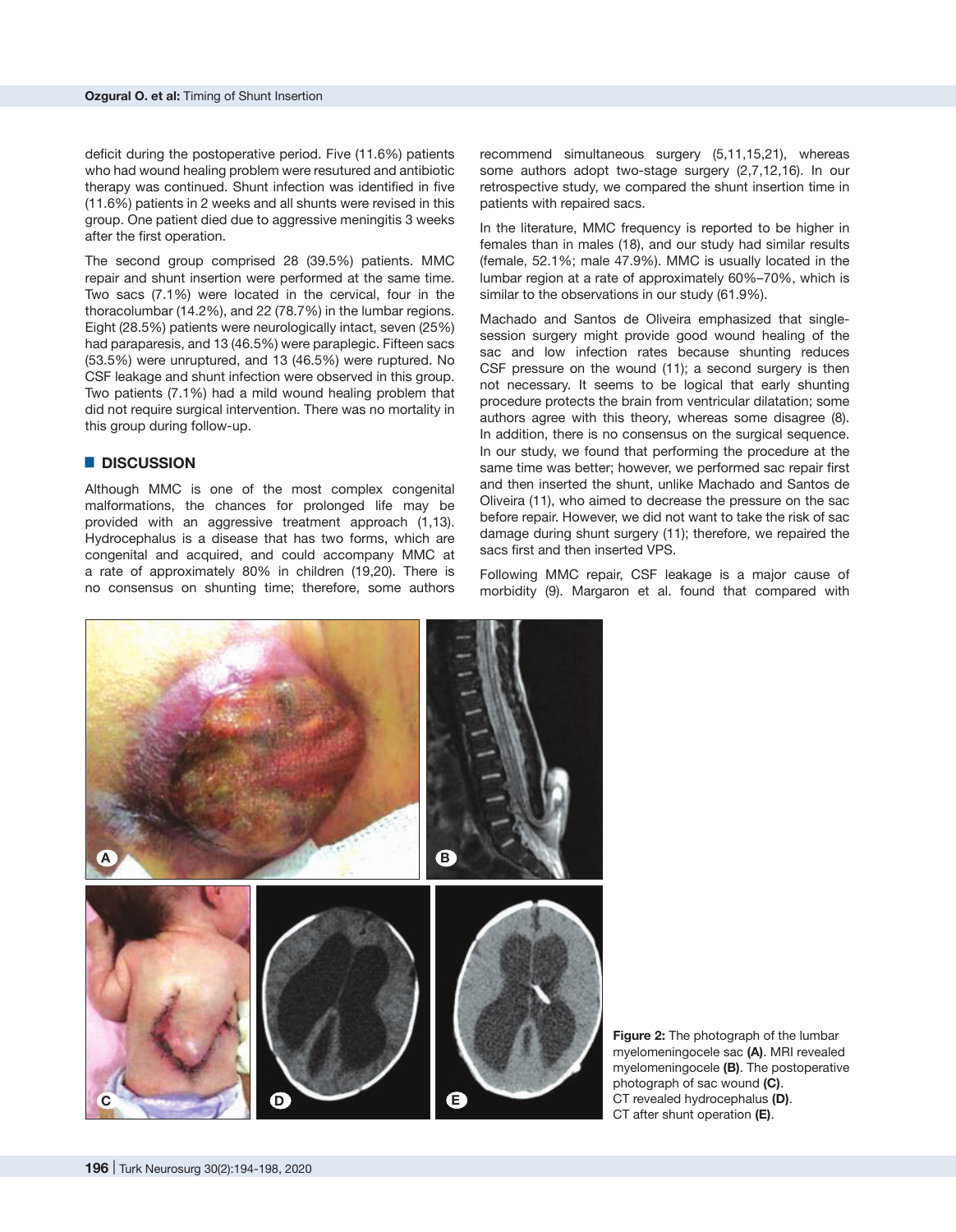deficit during the postoperative period. Five (11.6%) patients who had wound healing problem were resutured and antibiotic therapy was continued. Shunt infection was identified in five (11.6%) patients in 2 weeks and all shunts were revised in this group. One patient died due to aggressive meningitis 3 weeks after the first operation.

The second group comprised 28 (39.5%) patients. MMC repair and shunt insertion were performed at the same time. Two sacs (7.1%) were located in the cervical, four in the thoracolumbar (14.2%), and 22 (78.7%) in the lumbar regions. Eight (28.5%) patients were neurologically intact, seven (25%) had paraparesis, and 13 (46.5%) were paraplegic. Fifteen sacs (53.5%) were unruptured, and 13 (46.5%) were ruptured. No CSF leakage and shunt infection were observed in this group. Two patients (7.1%) had a mild wound healing problem that did not require surgical intervention. There was no mortality in this group during follow-up.

## DISCUSSION

Although MMC is one of the most complex congenital malformations, the chances for prolonged life may be provided with an aggressive treatment approach (1,13). Hydrocephalus is a disease that has two forms, which are congenital and acquired, and could accompany MMC at a rate of approximately 80% in children (19,20). There is no consensus on shunting time; therefore, some authors recommend simultaneous surgery (5,11,15,21), whereas some authors adopt two-stage surgery (2,7,12,16). In our retrospective study, we compared the shunt insertion time in patients with repaired sacs.

In the literature, MMC frequency is reported to be higher in females than in males (18), and our study had similar results (female, 52.1%; male 47.9%). MMC is usually located in the lumbar region at a rate of approximately 60%–70%, which is similar to the observations in our study (61.9%).

Machado and Santos de Oliveira emphasized that single-session surgery might provide good wound healing of the sac and low infection rates because shunting reduces CSF pressure on the wound (11); a second surgery is then not necessary. It seems to be logical that early shunting procedure protects the brain from ventricular dilatation; some authors agree with this theory, whereas some disagree (8). In addition, there is no consensus on the surgical sequence. In our study, we found that performing the procedure at the same time was better; however, we performed sac repair first and then inserted the shunt, unlike Machado and Santos de Oliveira (11), who aimed to decrease the pressure on the sac before repair. However, we did not want to take the risk of sac damage during shunt surgery (11); therefore, we repaired the sacs first and then inserted VPS.

Following MMC repair, CSF leakage is a major cause of morbidity (9). Margaron et al. found that compared with

**Figure 2:** The photograph of the lumbar myelomeningocele sac **(A)**. MRI revealed myelomeningocele **(B)**. The postoperative photograph of sac wound **(C)**. CT revealed hydrocephalus **(D)**. CT after shunt operation **(E)**.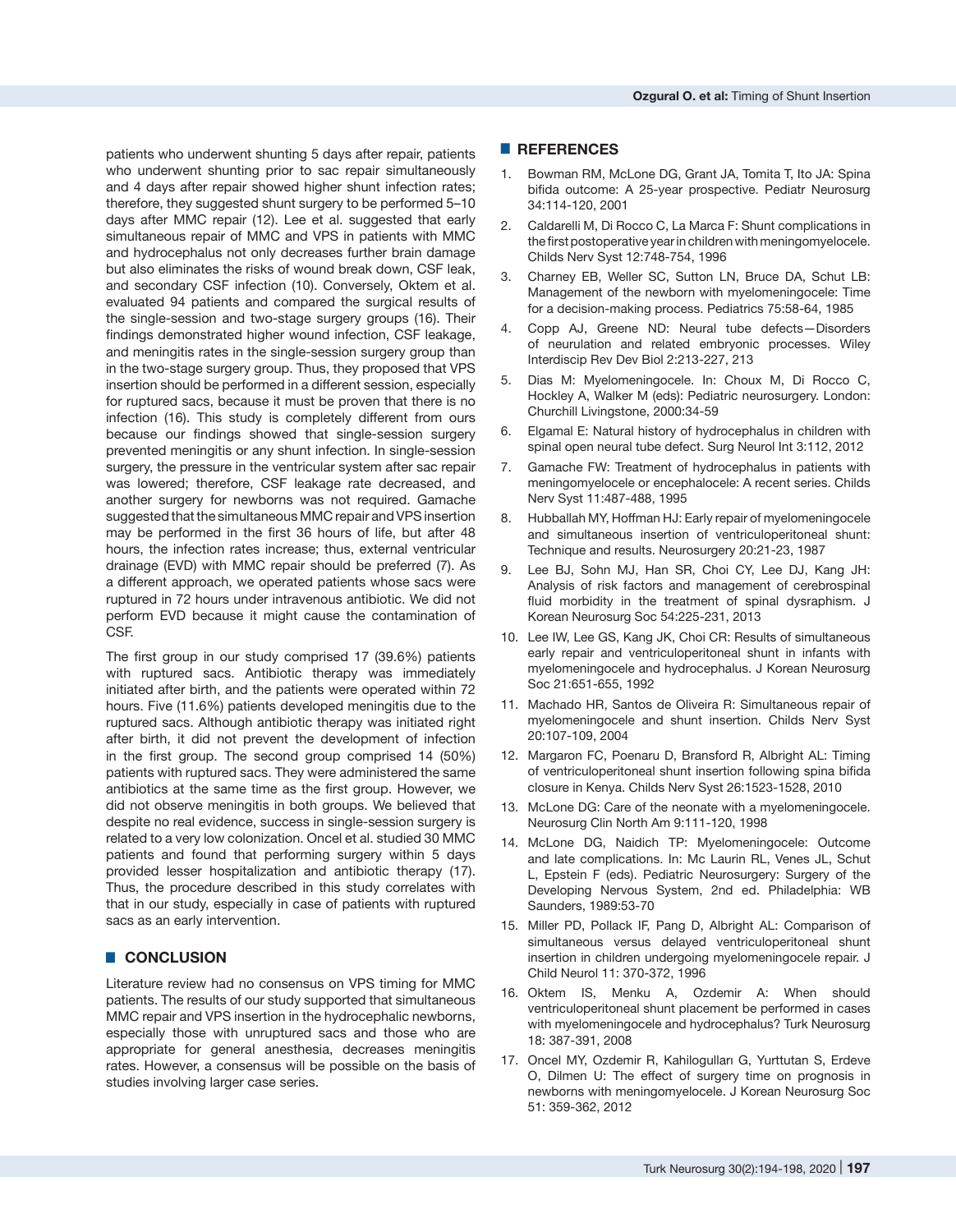patients who underwent shunting 5 days after repair, patients who underwent shunting prior to sac repair simultaneously and 4 days after repair showed higher shunt infection rates; therefore, they suggested shunt surgery to be performed 5–10 days after MMC repair (12). Lee et al. suggested that early simultaneous repair of MMC and VPS in patients with MMC and hydrocephalus not only decreases further brain damage but also eliminates the risks of wound break down, CSF leak, and secondary CSF infection (10). Conversely, Oktem et al. evaluated 94 patients and compared the surgical results of the single-session and two-stage surgery groups (16). Their findings demonstrated higher wound infection, CSF leakage, and meningitis rates in the single-session surgery group than in the two-stage surgery group. Thus, they proposed that VPS insertion should be performed in a different session, especially for ruptured sacs, because it must be proven that there is no infection (16). This study is completely different from ours because our findings showed that single-session surgery prevented meningitis or any shunt infection. In single-session surgery, the pressure in the ventricular system after sac repair was lowered; therefore, CSF leakage rate decreased, and another surgery for newborns was not required. Gamache suggested that the simultaneous MMC repair and VPS insertion may be performed in the first 36 hours of life, but after 48 hours, the infection rates increase; thus, external ventricular drainage (EVD) with MMC repair should be preferred (7). As a different approach, we operated patients whose sacs were ruptured in 72 hours under intravenous antibiotic. We did not perform EVD because it might cause the contamination of CSF.

The first group in our study comprised 17 (39.6%) patients with ruptured sacs. Antibiotic therapy was immediately initiated after birth, and the patients were operated within 72 hours. Five (11.6%) patients developed meningitis due to the ruptured sacs. Although antibiotic therapy was initiated right after birth, it did not prevent the development of infection in the first group. The second group comprised 14 (50%) patients with ruptured sacs. They were administered the same antibiotics at the same time as the first group. However, we did not observe meningitis in both groups. We believed that despite no real evidence, success in single-session surgery is related to a very low colonization. Oncel et al. studied 30 MMC patients and found that performing surgery within 5 days provided lesser hospitalization and antibiotic therapy (17). Thus, the procedure described in this study correlates with that in our study, especially in case of patients with ruptured sacs as an early intervention.

## CONCLUSION

Literature review had no consensus on VPS timing for MMC patients. The results of our study supported that simultaneous MMC repair and VPS insertion in the hydrocephalic newborns, especially those with unruptured sacs and those who are appropriate for general anesthesia, decreases meningitis rates. However, a consensus will be possible on the basis of studies involving larger case series.

## REFERENCES

1. Bowman RM, McLone DG, Grant JA, Tomita T, Ito JA: Spina bifida outcome: A 25-year prospective. Pediatr Neurosurg 34:114-120, 2001
2. Caldarelli M, Di Rocco C, La Marca F: Shunt complications in the first postoperative year in children with meningomyelocele. Childs Nerv Syst 12:748-754, 1996
3. Charney EB, Weller SC, Sutton LN, Bruce DA, Schut LB: Management of the newborn with myelomeningocele: Time for a decision-making process. Pediatrics 75:58-64, 1985
4. Copp AJ, Greene ND: Neural tube defects—Disorders of neurulation and related embryonic processes. Wiley Interdiscip Rev Dev Biol 2:213-227, 213
5. Dias M: Myelomeningocele. In: Choux M, Di Rocco C, Hockley A, Walker M (eds): Pediatric neurosurgery. London: Churchill Livingstone, 2000:34-59
6. Elgamal E: Natural history of hydrocephalus in children with spinal open neural tube defect. Surg Neurol Int 3:112, 2012
7. Gamache FW: Treatment of hydrocephalus in patients with meningomyelocele or encephalocele: A recent series. Childs Nerv Syst 11:487-488, 1995
8. Hubballah MY, Hoffman HJ: Early repair of myelomeningocele and simultaneous insertion of ventriculoperitoneal shunt: Technique and results. Neurosurgery 20:21-23, 1987
9. Lee BJ, Sohn MJ, Han SR, Choi CY, Lee DJ, Kang JH: Analysis of risk factors and management of cerebrospinal fluid morbidity in the treatment of spinal dysraphism. J Korean Neurosurg Soc 54:225-231, 2013
10. Lee IW, Lee GS, Kang JK, Choi CR: Results of simultaneous early repair and ventriculoperitoneal shunt in infants with myelomeningocele and hydrocephalus. J Korean Neurosurg Soc 21:651-655, 1992
11. Machado HR, Santos de Oliveira R: Simultaneous repair of myelomeningocele and shunt insertion. Childs Nerv Syst 20:107-109, 2004
12. Margaron FC, Poenaru D, Bransford R, Albright AL: Timing of ventriculoperitoneal shunt insertion following spina bifida closure in Kenya. Childs Nerv Syst 26:1523-1528, 2010
13. McLone DG: Care of the neonate with a myelomeningocele. Neurosurg Clin North Am 9:111-120, 1998
14. McLone DG, Naidich TP: Myelomeningocele: Outcome and late complications. In: Mc Laurin RL, Venes JL, Schut L, Epstein F (eds). Pediatric Neurosurgery: Surgery of the Developing Nervous System, 2nd ed. Philadelphia: WB Saunders, 1989:53-70
15. Miller PD, Pollack IF, Pang D, Albright AL: Comparison of simultaneous versus delayed ventriculoperitoneal shunt insertion in children undergoing myelomeningocele repair. J Child Neurol 11: 370-372, 1996
16. Oktem IS, Menku A, Ozdemir A: When should ventriculoperitoneal shunt placement be performed in cases with myelomeningocele and hydrocephalus? Turk Neurosurg 18: 387-391, 2008
17. Oncel MY, Ozdemir R, Kahilogulları G, Yurttutan S, Erdeve O, Dilmen U: The effect of surgery time on prognosis in newborns with meningomyelocele. J Korean Neurosurg Soc 51: 359-362, 2012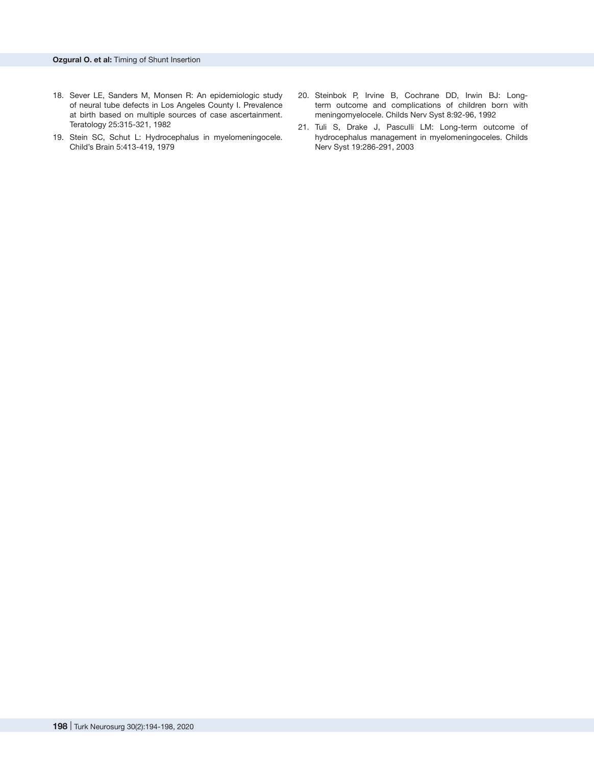18. Sever LE, Sanders M, Monsen R: An epidemiologic study of neural tube defects in Los Angeles County I. Prevalence at birth based on multiple sources of case ascertainment. Teratology 25:315-321, 1982
19. Stein SC, Schut L: Hydrocephalus in myelomeningocele. Child's Brain 5:413-419, 1979
20. Steinbok P, Irvine B, Cochrane DD, Irwin BJ: Long-term outcome and complications of children born with meningomyelocele. Childs Nerv Syst 8:92-96, 1992
21. Tuli S, Drake J, Pasculli LM: Long-term outcome of hydrocephalus management in myelomeningoceles. Childs Nerv Syst 19:286-291, 2003